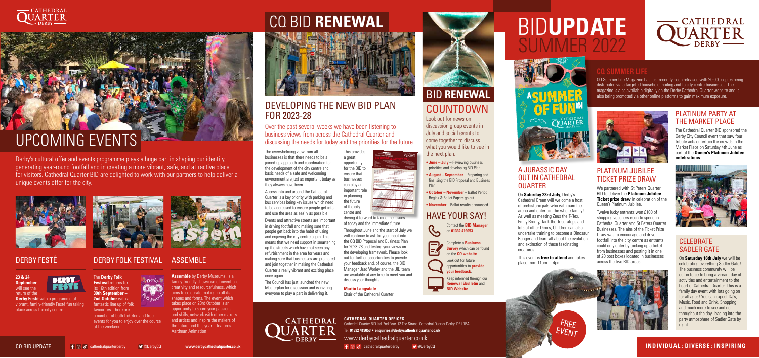# UPCOMING EVENTS

Derby's cultural offer and events programme plays a huge part in shaping our identity, generating year-round footfall and in creating a more vibrant, safe, and attractive place for visitors. Cathedral Quarter BID are delighted to work with our partners to help deliver a unique events offer for the city.

## DERBY FESTÉ

**23 & 24 September** will see the return of the **Derby Festé** with a programme of vibrant, family-friendly Festé fun taking place across the city centre.

## DERBY FOLK FESTIVAL

The **Derby Folk Festival** returns for its 16th edition from **30th September – 2nd October** with a fantastic line up of folk favourites. There are a number of both ticketed and free events for you to enjoy over the course of the weekend.

## ASSEMBLE

**Assemble** by Derby Museums, is a family-friendly showcase of invention, creativity and resourcefulness, which aims to celebrate making in all its shapes and forms. The event which takes place on 23rd October is an opportunity to share your passions and skills, network with other makers and artists and inspire the makers of the future and this year it features Aardman Animation!

CQ BID UPDATE cathedralquarterderby @DerbyCQ www.derbycathedralquarter.co.uk

# CQ BID RENEWAL

## DEVELOPING THE NEW BID PLAN FOR 2023-28

Over the past several weeks we have been listening to business views from across the Cathedral Quarter and discussing the needs for today and the priorities for the future.

The overwhelming view from all businesses is that there needs to be a joined-up approach and coordination for the development of the city centre and basic needs of a safe and welcoming environment are just as important today as they always have been.

Access into and around the Cathedral Quarter is a key priority with parking and bus services being key issues which need to be addressed to ensure people get into and use the area as easily as possible.

Events and attractive streets are important in driving footfall and making sure that people get back into the habit of using and enjoying the city centre again. This means that we need support in smartening up the streets which have not seen any refurbishment in the area for years and making sure that businesses are promoted and join together in making the Cathedral Quarter a really vibrant and exciting place once again.

The Council has just launched the new Masterplan for discussion and is inviting everyone to play a part in delivering it.

This provides a great opportunity for the BID to ensure that businesses can play an important role in planning the future of the city centre and driving it forward to tackle the issues of today and the immediate future.

Throughout June and the start of July we will continue to ask for your input into the CQ BID Proposal and Business Plan for 2023-28 and testing your views on the developing framework. Please look out for further opportunities to provide your feedback and, of course, the BID Manager Brad Worley and the BID team are available at any time to meet you and discuss your thoughts.

**Martin Langsdale**
Chair of the Cathedral Quarter

# BID RENEWAL COUNTDOWN

Look out for news on discussion group events in July and social events to come together to discuss what you would like to see in the next plan.

- **June – July** – Reviewing business priorities and developing BID Plan
- **August – September** – Preparing and finalising the BID Proposal and Business Plan
- **October – November** – Ballot Period Begins & Ballot Papers go out
- **November** – Ballot results announced

## HAVE YOUR SAY!

Contact the **BID Manager** on **01332 419053**

Complete a **Business Survey** which can be found on the **CQ website**

Look out for future opportunities to **provide your feedback**.

Keep informed through our **Renewal Ebulletin** and **BID Website**

**CATHEDRAL QUARTER OFFICES**
Cathedral Quarter BID Ltd, 2nd floor, 12 The Strand, Cathedral Quarter Derby DE1 1BA
Tel: **01332 419053** • **enquiries@derbycathedralquarter.co.uk**
www.derbycathedralquarter.co.uk
cathedralquarterderby @DerbyCQ

# BID UPDATE SUMMER 2022

## CQ SUMMER LIFE

CQ Summer Life Magazine has just recently been released with 20,000 copies being distributed via a targeted household mailing and to city centre businesses. The magazine is also available digitally on the Derby Cathedral Quarter website and is also being promoted via other online platforms to gain maximum exposure.

## A JURASSIC DAY OUT IN CATHEDRAL QUARTER

On **Saturday 23rd July**, Derby's Cathedral Green will welcome a host of prehistoric pals who will roam the arena and entertain the whole family! As well as meeting Zeus the T-Rex, Emily Bronty, Tank the Triceratops and lots of other Dino's, Children can also undertake training to become a Dinosaur Ranger and learn all about the evolution and extinction of these fascinating creatures!

This event is **free to attend** and takes place from 11am – 4pm.

FREE EVENT

## PLATINUM JUBILEE TICKET PRIZE DRAW

We partnered with St Peters Quarter BID to deliver the **Platinum Jubilee Ticket prize draw** in celebration of the Queen's Platinum Jubilee.

Twelve lucky entrants won £100 of shopping vouchers each to spend in Cathedral Quarter and St Peters Quarter Businesses. The aim of the Ticket Prize Draw was to encourage and drive footfall into the city centre as entrants could only enter by picking up a ticket from businesses and posting it in one of 20 post boxes located in businesses across the two BID areas.

## PLATINUM PARTY AT THE MARKET PLACE

The Cathedral Quarter BID sponsored the Derby City Council event that saw four tribute acts entertain the crowds in the Market Place on Saturday 4th June as part of the **Queen's Platinum Jubilee celebrations**.

## CELEBRATE SADLER GATE

On **Saturday 16th July** we will be celebrating everything Sadler Gate! The business community will be out in force to bring a vibrant day of activities and entertainment to the heart of Cathedral Quarter. This is a family day event with lots going on for all ages! You can expect DJ's, Music, Food and Drink, Shopping, and much more to see and do throughout the day, leading into the party atmosphere of Sadler Gate by night.

INDIVIDUAL : DIVERSE : INSPIRING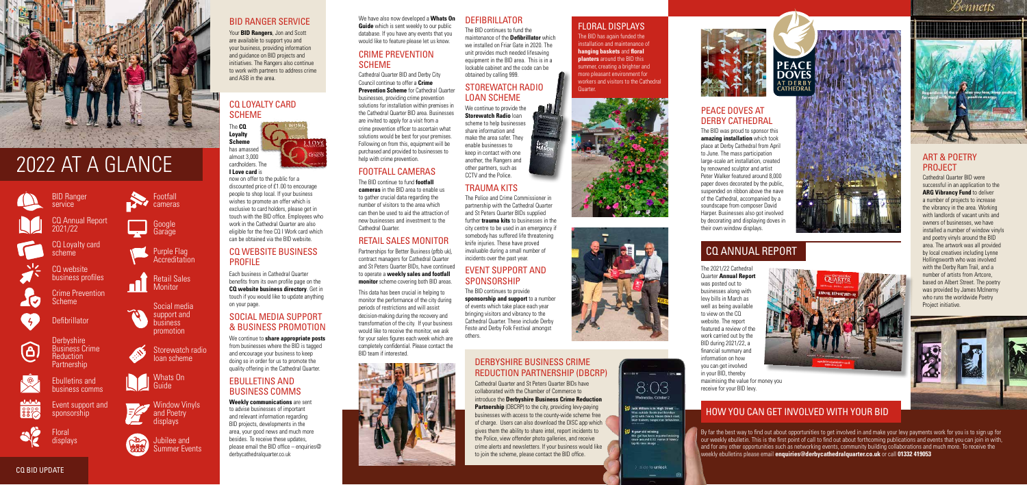# 2022 AT A GLANCE

- BID Ranger service
- CQ Annual Report 2021/22
- CQ Loyalty card scheme
- CQ website business profiles
- Crime Prevention Scheme
- Defibrillator
- Derbyshire Business Crime Reduction Partnership
- Ebulletins and business comms
- Event support and sponsorship
- Floral displays
- Footfall cameras
- Google Garage
- Purple Flag Accreditation
- Retail Sales Monitor
- Social media support and business promotion
- Storewatch radio loan scheme
- Whats On Guide
- Window Vinyls and Poetry displays
- Jubilee and Summer Events

CQ BID UPDATE

## BID RANGER SERVICE

Your **BID Rangers**, Jon and Scott are available to support you and your business, providing information and guidance on BID projects and initiatives. The Rangers also continue to work with partners to address crime and ASB in the area.

## CQ LOYALTY CARD SCHEME

The **CQ Loyalty Scheme** has amassed almost 3,000 cardholders. The **I Love card** is now on offer to the public for a discounted price of £1.00 to encourage people to shop local. If your business wishes to promote an offer which is exclusive to card holders, please get in touch with the BID office. Employees who work in the Cathedral Quarter are also eligible for the free CQ I Work card which can be obtained via the BID website.

## CQ WEBSITE BUSINESS PROFILE

Each business in Cathedral Quarter benefits from its own profile page on the **CQ website business directory**. Get in touch if you would like to update anything on your page.

## SOCIAL MEDIA SUPPORT & BUSINESS PROMOTION

We continue to **share appropriate posts** from businesses where the BID is tagged and encourage your business to keep doing so in order for us to promote the quality offering in the Cathedral Quarter.

## EBULLETINS AND BUSINESS COMMS

**Weekly communications** are sent to advise businesses of important and relevant information regarding BID projects, developments in the area, your good news and much more besides. To receive these updates, please email the BID office – enquiries@derbycathedralquarter.co.uk

We have also now developed a **Whats On Guide** which is sent weekly to our public database. If you have any events that you would like to feature please let us know.

## CRIME PREVENTION SCHEME

Cathedral Quarter BID and Derby City Council continue to offer a **Crime Prevention Scheme** for Cathedral Quarter businesses, providing crime prevention solutions for installation within premises in the Cathedral Quarter BID area. Businesses are invited to apply for a visit from a crime prevention officer to ascertain what solutions would be best for your premises. Following on from this, equipment will be purchased and provided to businesses to help with crime prevention.

## FOOTFALL CAMERAS

The BID continue to fund **footfall cameras** in the BID area to enable us to gather crucial data regarding the number of visitors to the area which can then be used to aid the attraction of new businesses and investment to the Cathedral Quarter.

## RETAIL SALES MONITOR

Partnerships for Better Business (pfbb uk), contract managers for Cathedral Quarter and St Peters Quarter BIDs, have continued to operate a **weekly sales and footfall monitor** scheme covering both BID areas.

This data has been crucial in helping to monitor the performance of the city during periods of restrictions and will assist decision-making during the recovery and transformation of the city. If your business would like to receive the monitor, we ask for your sales figures each week which are completely confidential. Please contact the BID team if interested.

## DEFIBRILLATOR

The BID continues to fund the maintenance of the **Defibrillator** which we installed on Friar Gate in 2020. The unit provides much needed lifesaving equipment in the BID area. This is in a lockable cabinet and the code can be obtained by calling 999.

## STOREWATCH RADIO LOAN SCHEME

We continue to provide the **Storewatch Radio** loan scheme to help businesses share information and make the area safer. They enable businesses to keep in contact with one another, the Rangers and other partners, such as CCTV and the Police.

## TRAUMA KITS

The Police and Crime Commissioner in partnership with the Cathedral Quarter and St Peters Quarter BIDs supplied further **trauma kits** to businesses in the city centre to be used in an emergency if somebody has suffered life threatening knife injuries. These have proved invaluable during a small number of incidents over the past year.

## EVENT SUPPORT AND SPONSORSHIP

The BID continues to provide **sponsorship and support** to a number of events which take place each year bringing visitors and vibrancy to the Cathedral Quarter. These include Derby Feste and Derby Folk Festival amongst others.

## DERBYSHIRE BUSINESS CRIME REDUCTION PARTNERSHIP (DBCRP)

Cathedral Quarter and St Peters Quarter BIDs have collaborated with the Chamber of Commerce to introduce the **Derbyshire Business Crime Reduction Partnership** (DBCRP) to the city, providing levy-paying businesses with access to the county-wide scheme free of charge. Users can also download the DISC app which gives them the ability to share intel, report incidents to the Police, view offender photo galleries, and receive crime alerts and newsletters. If your business would like to join the scheme, please contact the BID office.

## FLORAL DISPLAYS

The BID has again funded the installation and maintenance of **hanging baskets** and **floral planters** around the BID this summer, creating a brighter and more pleasant environment for workers and visitors to the Cathedral Quarter.

## PEACE DOVES AT DERBY CATHEDRAL

The BID was proud to sponsor this **amazing installation** which took place at Derby Cathedral from April to June. The mass participation large-scale art installation, created by renowned sculptor and artist Peter Walker featured around 8,000 paper doves decorated by the public, suspended on ribbon above the nave of the Cathedral, accompanied by a soundscape from composer David Harper. Businesses also got involved by decorating and displaying doves in their own window displays.

## ART & POETRY PROJECT

Cathedral Quarter BID were successful in an application to the **ARG Vibrancy Fund** to deliver a number of projects to increase the vibrancy in the area. Working with landlords of vacant units and owners of businesses, we have installed a number of window vinyls and poetry vinyls around the BID area. The artwork was all provided by local creatives including Lynne Hollingsworth who was involved with the Derby Ram Trail, and a number of artists from Artcore, based on Albert Street. The poetry was provided by James McInerny who runs the worldwide Poetry Project initiative.

## CQ ANNUAL REPORT

The 2021/22 Cathedral Quarter **Annual Report** was posted out to businesses along with levy bills in March as well as being available to view on the CQ website. The report featured a review of the work carried out by the BID during 2021/22, a financial summary and information on how you can get involved in your BID, thereby maximising the value for money you receive for your BID levy.

## HOW YOU CAN GET INVOLVED WITH YOUR BID

By far the best way to find out about opportunities to get involved in and make your levy payments work for you is to sign up for our weekly ebulletin. This is the first point of call to find out about forthcoming publications and events that you can join in with, and for any other opportunities such as networking events, community building collaborations and much more. To receive the weekly ebulletins please email **enquiries@derbycathedralquarter.co.uk** or call **01332 419053**